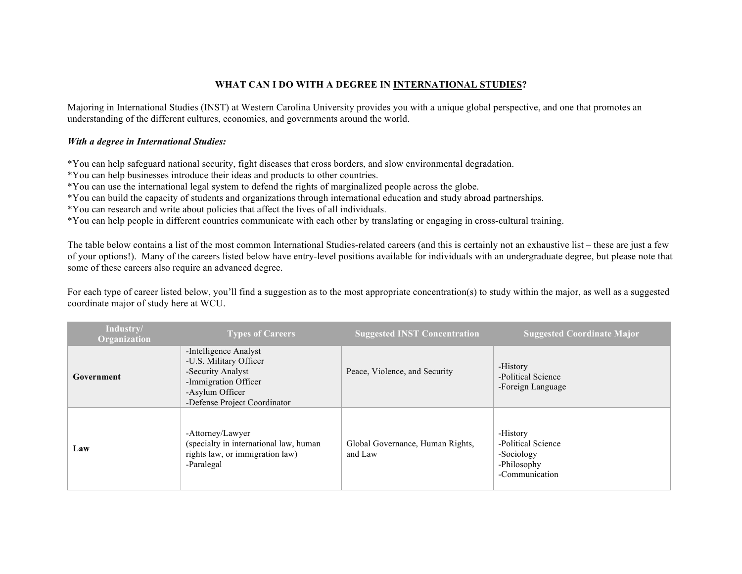# WHAT CAN I DO WITH A DEGREE IN INTERNATIONAL STUDIES?

Majoring in International Studies (INST) at Western Carolina University provides you with a unique global perspective, and one that promotes an understanding of the different cultures, economies, and governments around the world.

***With a degree in International Studies:***

*You can help safeguard national security, fight diseases that cross borders, and slow environmental degradation.
*You can help businesses introduce their ideas and products to other countries.
*You can use the international legal system to defend the rights of marginalized people across the globe.
*You can build the capacity of students and organizations through international education and study abroad partnerships.
*You can research and write about policies that affect the lives of all individuals.
*You can help people in different countries communicate with each other by translating or engaging in cross-cultural training.

The table below contains a list of the most common International Studies-related careers (and this is certainly not an exhaustive list – these are just a few of your options!). Many of the careers listed below have entry-level positions available for individuals with an undergraduate degree, but please note that some of these careers also require an advanced degree.

For each type of career listed below, you'll find a suggestion as to the most appropriate concentration(s) to study within the major, as well as a suggested coordinate major of study here at WCU.

| Industry/ Organization | Types of Careers | Suggested INST Concentration | Suggested Coordinate Major |
|---|---|---|---|
| **Government** | -Intelligence Analyst<br>-U.S. Military Officer<br>-Security Analyst<br>-Immigration Officer<br>-Asylum Officer<br>-Defense Project Coordinator | Peace, Violence, and Security | -History<br>-Political Science<br>-Foreign Language |
| **Law** | -Attorney/Lawyer<br>(specialty in international law, human rights law, or immigration law)<br>-Paralegal | Global Governance, Human Rights, and Law | -History<br>-Political Science<br>-Sociology<br>-Philosophy<br>-Communication |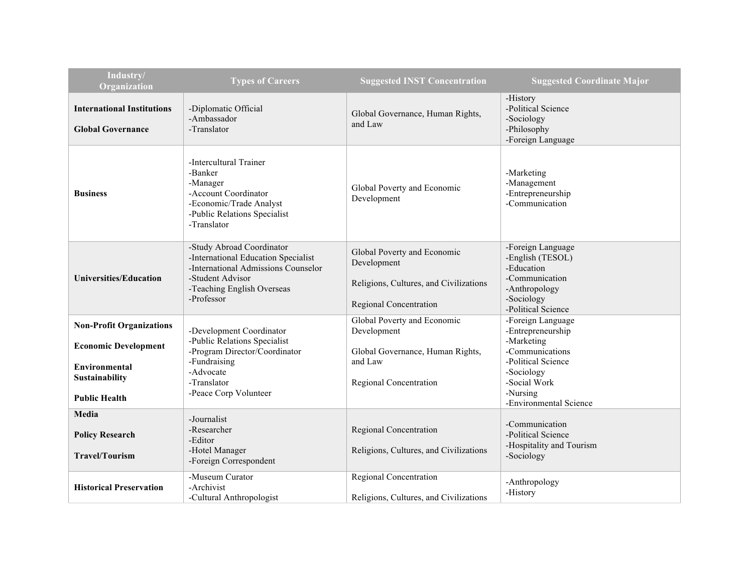| Industry/ Organization | Types of Careers | Suggested INST Concentration | Suggested Coordinate Major |
|---|---|---|---|
| **International Institutions**<br><br>**Global Governance** | -Diplomatic Official<br>-Ambassador<br>-Translator | Global Governance, Human Rights, and Law | -History<br>-Political Science<br>-Sociology<br>-Philosophy<br>-Foreign Language |
| **Business** | -Intercultural Trainer<br>-Banker<br>-Manager<br>-Account Coordinator<br>-Economic/Trade Analyst<br>-Public Relations Specialist<br>-Translator | Global Poverty and Economic Development | -Marketing<br>-Management<br>-Entrepreneurship<br>-Communication |
| **Universities/Education** | -Study Abroad Coordinator<br>-International Education Specialist<br>-International Admissions Counselor<br>-Student Advisor<br>-Teaching English Overseas<br>-Professor | Global Poverty and Economic Development<br><br>Religions, Cultures, and Civilizations<br><br>Regional Concentration | -Foreign Language<br>-English (TESOL)<br>-Education<br>-Communication<br>-Anthropology<br>-Sociology<br>-Political Science |
| **Non-Profit Organizations**<br><br>**Economic Development**<br><br>**Environmental Sustainability**<br><br>**Public Health** | -Development Coordinator<br>-Public Relations Specialist<br>-Program Director/Coordinator<br>-Fundraising<br>-Advocate<br>-Translator<br>-Peace Corp Volunteer | Global Poverty and Economic Development<br><br>Global Governance, Human Rights, and Law<br><br>Regional Concentration | -Foreign Language<br>-Entrepreneurship<br>-Marketing<br>-Communications<br>-Political Science<br>-Sociology<br>-Social Work<br>-Nursing<br>-Environmental Science |
| **Media**<br><br>**Policy Research**<br><br>**Travel/Tourism** | -Journalist<br>-Researcher<br>-Editor<br>-Hotel Manager<br>-Foreign Correspondent | Regional Concentration<br><br>Religions, Cultures, and Civilizations | -Communication<br>-Political Science<br>-Hospitality and Tourism<br>-Sociology |
| **Historical Preservation** | -Museum Curator<br>-Archivist<br>-Cultural Anthropologist | Regional Concentration<br><br>Religions, Cultures, and Civilizations | -Anthropology<br>-History |